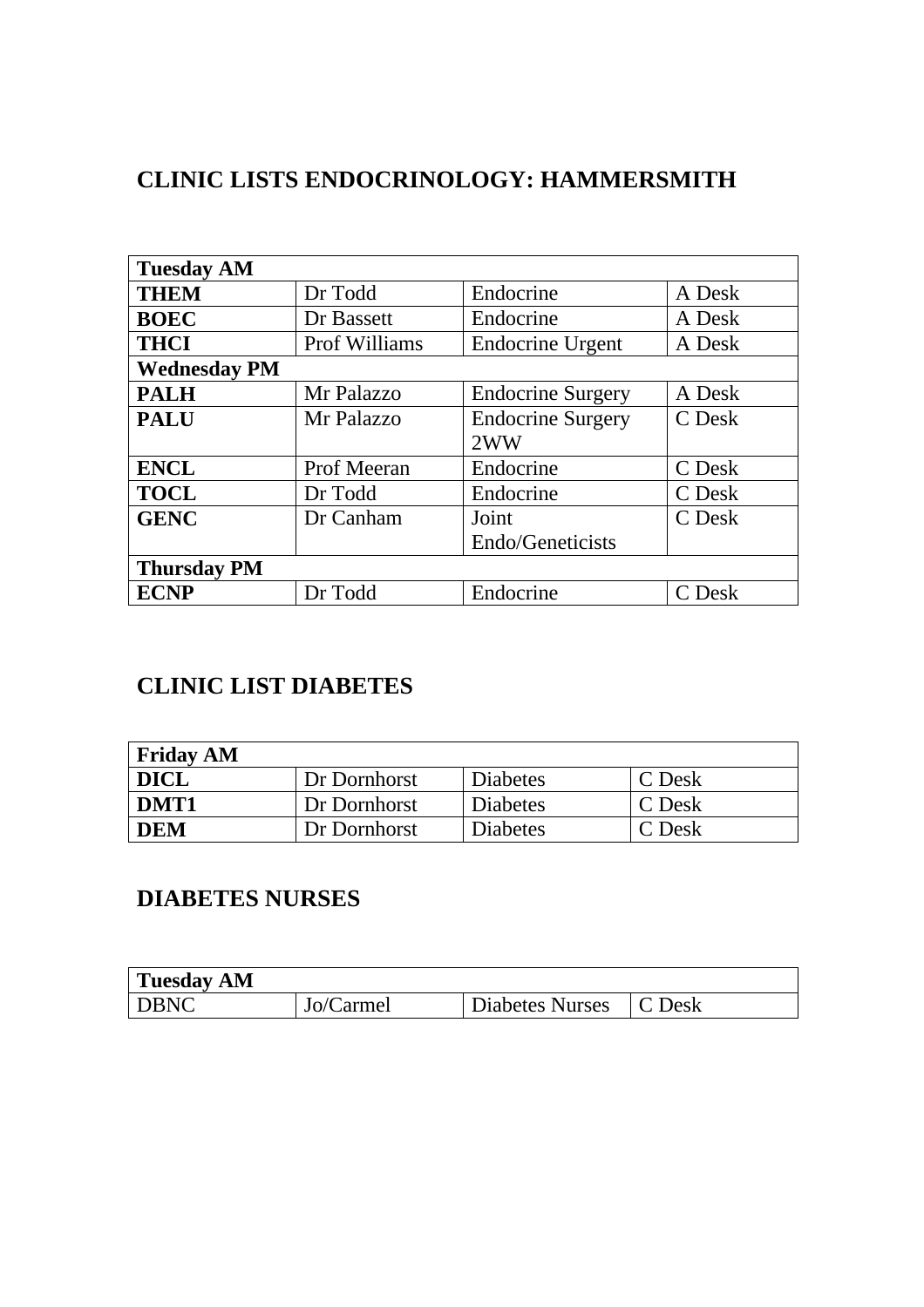## CLINIC LISTS ENDOCRINOLOGY: HAMMERSMITH

| **Tuesday AM** | | | |
|---|---|---|---|
| **THEM** | Dr Todd | Endocrine | A Desk |
| **BOEC** | Dr Bassett | Endocrine | A Desk |
| **THCI** | Prof Williams | Endocrine Urgent | A Desk |
| **Wednesday PM** | | | |
| **PALH** | Mr Palazzo | Endocrine Surgery | A Desk |
| **PALU** | Mr Palazzo | Endocrine Surgery 2WW | C Desk |
| **ENCL** | Prof Meeran | Endocrine | C Desk |
| **TOCL** | Dr Todd | Endocrine | C Desk |
| **GENC** | Dr Canham | Joint Endo/Geneticists | C Desk |
| **Thursday PM** | | | |
| **ECNP** | Dr Todd | Endocrine | C Desk |

## CLINIC LIST DIABETES

| **Friday AM** | | | |
|---|---|---|---|
| **DICL** | Dr Dornhorst | Diabetes | C Desk |
| **DMT1** | Dr Dornhorst | Diabetes | C Desk |
| **DEM** | Dr Dornhorst | Diabetes | C Desk |

## DIABETES NURSES

| **Tuesday AM** | | | |
|---|---|---|---|
| DBNC | Jo/Carmel | Diabetes Nurses | C Desk |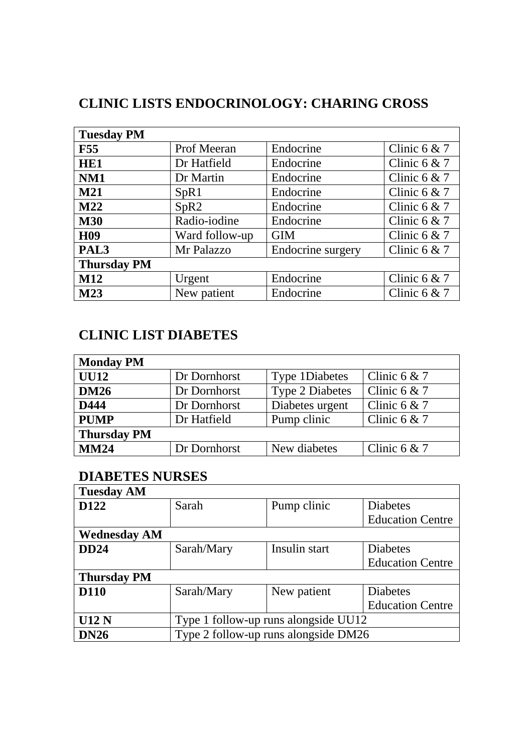## CLINIC LISTS ENDOCRINOLOGY: CHARING CROSS

| | | | |
|---|---|---|---|
| **Tuesday PM** | | | |
| **F55** | Prof Meeran | Endocrine | Clinic 6 & 7 |
| **HE1** | Dr Hatfield | Endocrine | Clinic 6 & 7 |
| **NM1** | Dr Martin | Endocrine | Clinic 6 & 7 |
| **M21** | SpR1 | Endocrine | Clinic 6 & 7 |
| **M22** | SpR2 | Endocrine | Clinic 6 & 7 |
| **M30** | Radio-iodine | Endocrine | Clinic 6 & 7 |
| **H09** | Ward follow-up | GIM | Clinic 6 & 7 |
| **PAL3** | Mr Palazzo | Endocrine surgery | Clinic 6 & 7 |
| **Thursday PM** | | | |
| **M12** | Urgent | Endocrine | Clinic 6 & 7 |
| **M23** | New patient | Endocrine | Clinic 6 & 7 |

## CLINIC LIST DIABETES

| | | | |
|---|---|---|---|
| **Monday PM** | | | |
| **UU12** | Dr Dornhorst | Type 1Diabetes | Clinic 6 & 7 |
| **DM26** | Dr Dornhorst | Type 2 Diabetes | Clinic 6 & 7 |
| **D444** | Dr Dornhorst | Diabetes urgent | Clinic 6 & 7 |
| **PUMP** | Dr Hatfield | Pump clinic | Clinic 6 & 7 |
| **Thursday PM** | | | |
| **MM24** | Dr Dornhorst | New diabetes | Clinic 6 & 7 |

## DIABETES NURSES

| | | | |
|---|---|---|---|
| **Tuesday AM** | | | |
| **D122** | Sarah | Pump clinic | Diabetes Education Centre |
| **Wednesday AM** | | | |
| **DD24** | Sarah/Mary | Insulin start | Diabetes Education Centre |
| **Thursday PM** | | | |
| **D110** | Sarah/Mary | New patient | Diabetes Education Centre |
| **U12 N** | Type 1 follow-up runs alongside UU12 | | |
| **DN26** | Type 2 follow-up runs alongside DM26 | | |